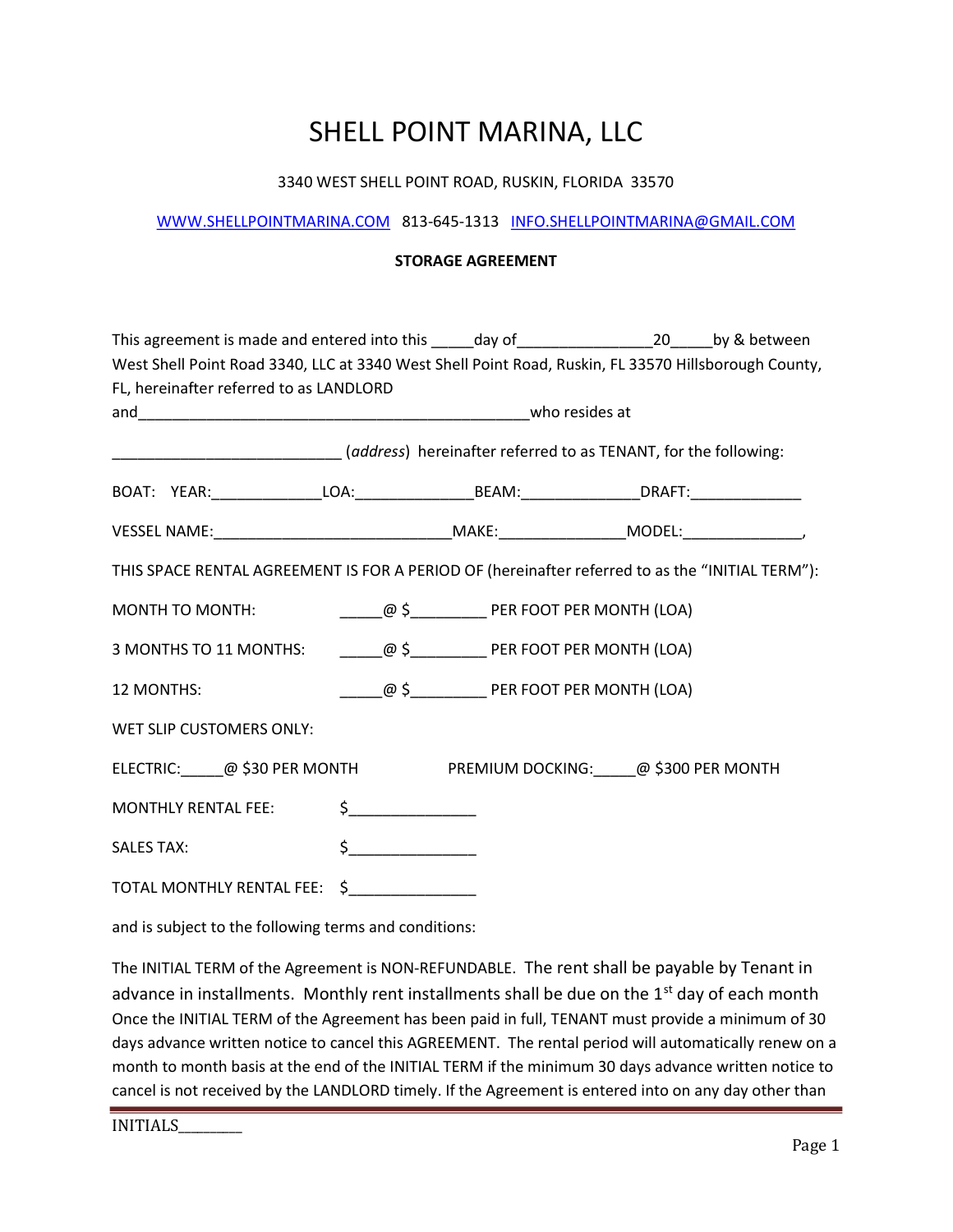# SHELL POINT MARINA, LLC

3340 WEST SHELL POINT ROAD, RUSKIN, FLORIDA 33570

WWW.SHELLPOINTMARINA.COM 813-645-1313 INFO.SHELLPOINTMARINA@GMAIL.COM

**STORAGE AGREEMENT**

This agreement is made and entered into this _____day of________________20_____by & between West Shell Point Road 3340, LLC at 3340 West Shell Point Road, Ruskin, FL 33570 Hillsborough County, FL, hereinafter referred to as LANDLORD and_____________________________________________who resides at

___________________________ (*address*) hereinafter referred to as TENANT, for the following:

BOAT: YEAR:_____________LOA:______________BEAM:______________DRAFT:_____________

VESSEL NAME:____________________________MAKE:_______________MODEL:______________,

THIS SPACE RENTAL AGREEMENT IS FOR A PERIOD OF (hereinafter referred to as the "INITIAL TERM"):

MONTH TO MONTH: _____@ $_________ PER FOOT PER MONTH (LOA)

3 MONTHS TO 11 MONTHS: _____@ $_________ PER FOOT PER MONTH (LOA)

12 MONTHS: _____@ $_________ PER FOOT PER MONTH (LOA)

WET SLIP CUSTOMERS ONLY:

ELECTRIC:_____@ $30 PER MONTH PREMIUM DOCKING:_____@ $300 PER MONTH

MONTHLY RENTAL FEE: $_______________

SALES TAX: $_______________

TOTAL MONTHLY RENTAL FEE: $_______________

and is subject to the following terms and conditions:

The INITIAL TERM of the Agreement is NON-REFUNDABLE. The rent shall be payable by Tenant in advance in installments. Monthly rent installments shall be due on the 1st day of each month Once the INITIAL TERM of the Agreement has been paid in full, TENANT must provide a minimum of 30 days advance written notice to cancel this AGREEMENT. The rental period will automatically renew on a month to month basis at the end of the INITIAL TERM if the minimum 30 days advance written notice to cancel is not received by the LANDLORD timely. If the Agreement is entered into on any day other than

INITIALS________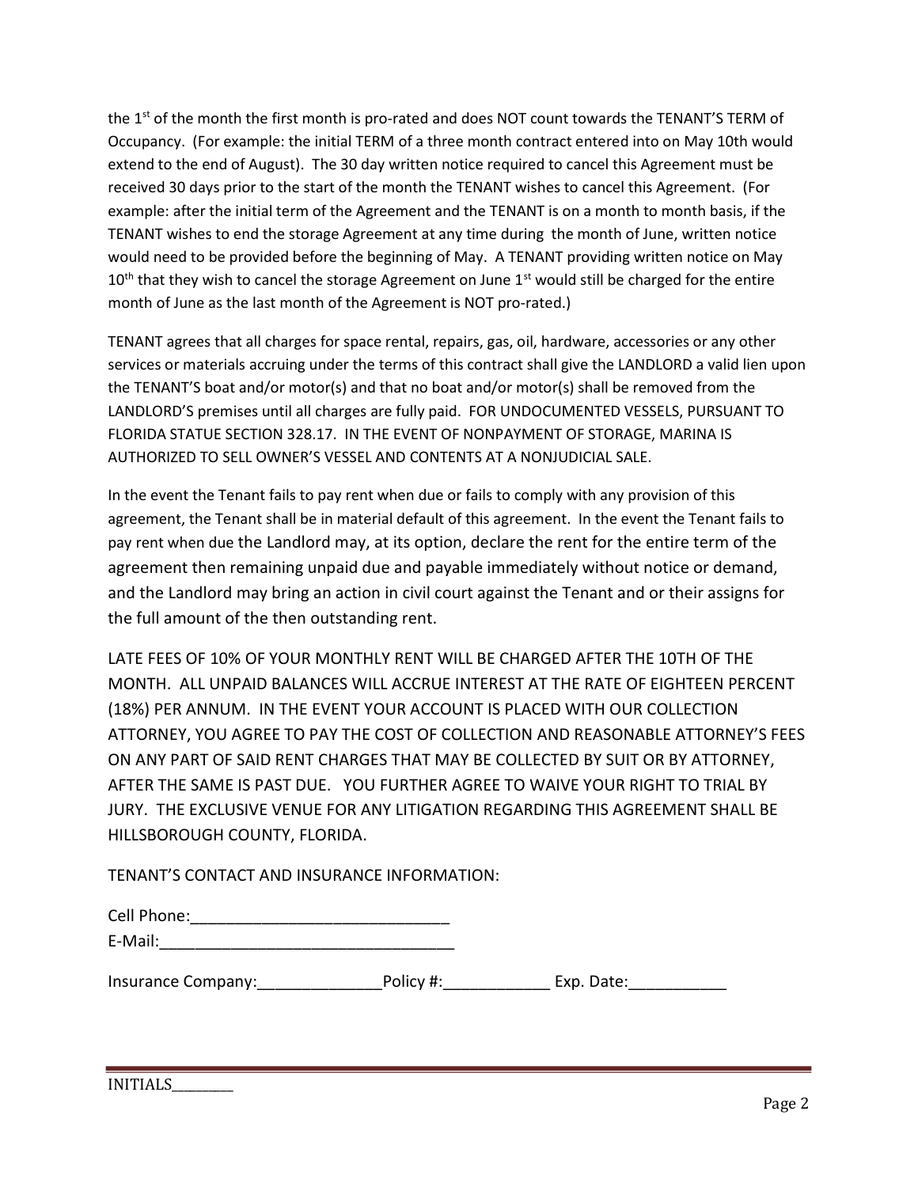the 1st of the month the first month is pro-rated and does NOT count towards the TENANT'S TERM of Occupancy. (For example: the initial TERM of a three month contract entered into on May 10th would extend to the end of August). The 30 day written notice required to cancel this Agreement must be received 30 days prior to the start of the month the TENANT wishes to cancel this Agreement. (For example: after the initial term of the Agreement and the TENANT is on a month to month basis, if the TENANT wishes to end the storage Agreement at any time during the month of June, written notice would need to be provided before the beginning of May. A TENANT providing written notice on May 10th that they wish to cancel the storage Agreement on June 1st would still be charged for the entire month of June as the last month of the Agreement is NOT pro-rated.)

TENANT agrees that all charges for space rental, repairs, gas, oil, hardware, accessories or any other services or materials accruing under the terms of this contract shall give the LANDLORD a valid lien upon the TENANT'S boat and/or motor(s) and that no boat and/or motor(s) shall be removed from the LANDLORD'S premises until all charges are fully paid. FOR UNDOCUMENTED VESSELS, PURSUANT TO FLORIDA STATUE SECTION 328.17. IN THE EVENT OF NONPAYMENT OF STORAGE, MARINA IS AUTHORIZED TO SELL OWNER'S VESSEL AND CONTENTS AT A NONJUDICIAL SALE.

In the event the Tenant fails to pay rent when due or fails to comply with any provision of this agreement, the Tenant shall be in material default of this agreement. In the event the Tenant fails to pay rent when due the Landlord may, at its option, declare the rent for the entire term of the agreement then remaining unpaid due and payable immediately without notice or demand, and the Landlord may bring an action in civil court against the Tenant and or their assigns for the full amount of the then outstanding rent.

LATE FEES OF 10% OF YOUR MONTHLY RENT WILL BE CHARGED AFTER THE 10TH OF THE MONTH. ALL UNPAID BALANCES WILL ACCRUE INTEREST AT THE RATE OF EIGHTEEN PERCENT (18%) PER ANNUM. IN THE EVENT YOUR ACCOUNT IS PLACED WITH OUR COLLECTION ATTORNEY, YOU AGREE TO PAY THE COST OF COLLECTION AND REASONABLE ATTORNEY'S FEES ON ANY PART OF SAID RENT CHARGES THAT MAY BE COLLECTED BY SUIT OR BY ATTORNEY, AFTER THE SAME IS PAST DUE. YOU FURTHER AGREE TO WAIVE YOUR RIGHT TO TRIAL BY JURY. THE EXCLUSIVE VENUE FOR ANY LITIGATION REGARDING THIS AGREEMENT SHALL BE HILLSBOROUGH COUNTY, FLORIDA.

TENANT'S CONTACT AND INSURANCE INFORMATION:

Cell Phone:_____________________________

E-Mail:__________________________________

Insurance Company:______________Policy #:____________ Exp. Date:___________

INITIALS________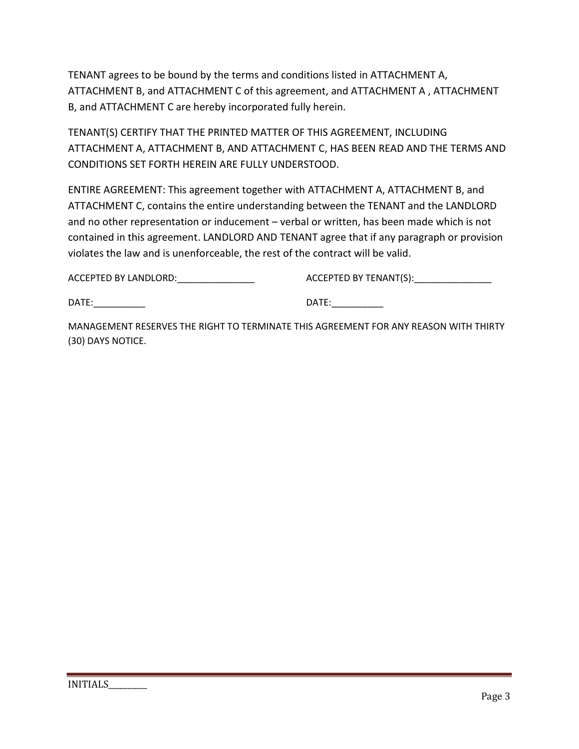TENANT agrees to be bound by the terms and conditions listed in ATTACHMENT A, ATTACHMENT B, and ATTACHMENT C of this agreement, and ATTACHMENT A , ATTACHMENT B, and ATTACHMENT C are hereby incorporated fully herein.

TENANT(S) CERTIFY THAT THE PRINTED MATTER OF THIS AGREEMENT, INCLUDING ATTACHMENT A, ATTACHMENT B, AND ATTACHMENT C, HAS BEEN READ AND THE TERMS AND CONDITIONS SET FORTH HEREIN ARE FULLY UNDERSTOOD.

ENTIRE AGREEMENT: This agreement together with ATTACHMENT A, ATTACHMENT B, and ATTACHMENT C, contains the entire understanding between the TENANT and the LANDLORD and no other representation or inducement – verbal or written, has been made which is not contained in this agreement. LANDLORD AND TENANT agree that if any paragraph or provision violates the law and is unenforceable, the rest of the contract will be valid.

ACCEPTED BY LANDLORD:_______________ ACCEPTED BY TENANT(S):_______________

DATE:__________ DATE:__________

MANAGEMENT RESERVES THE RIGHT TO TERMINATE THIS AGREEMENT FOR ANY REASON WITH THIRTY (30) DAYS NOTICE.

INITIALS________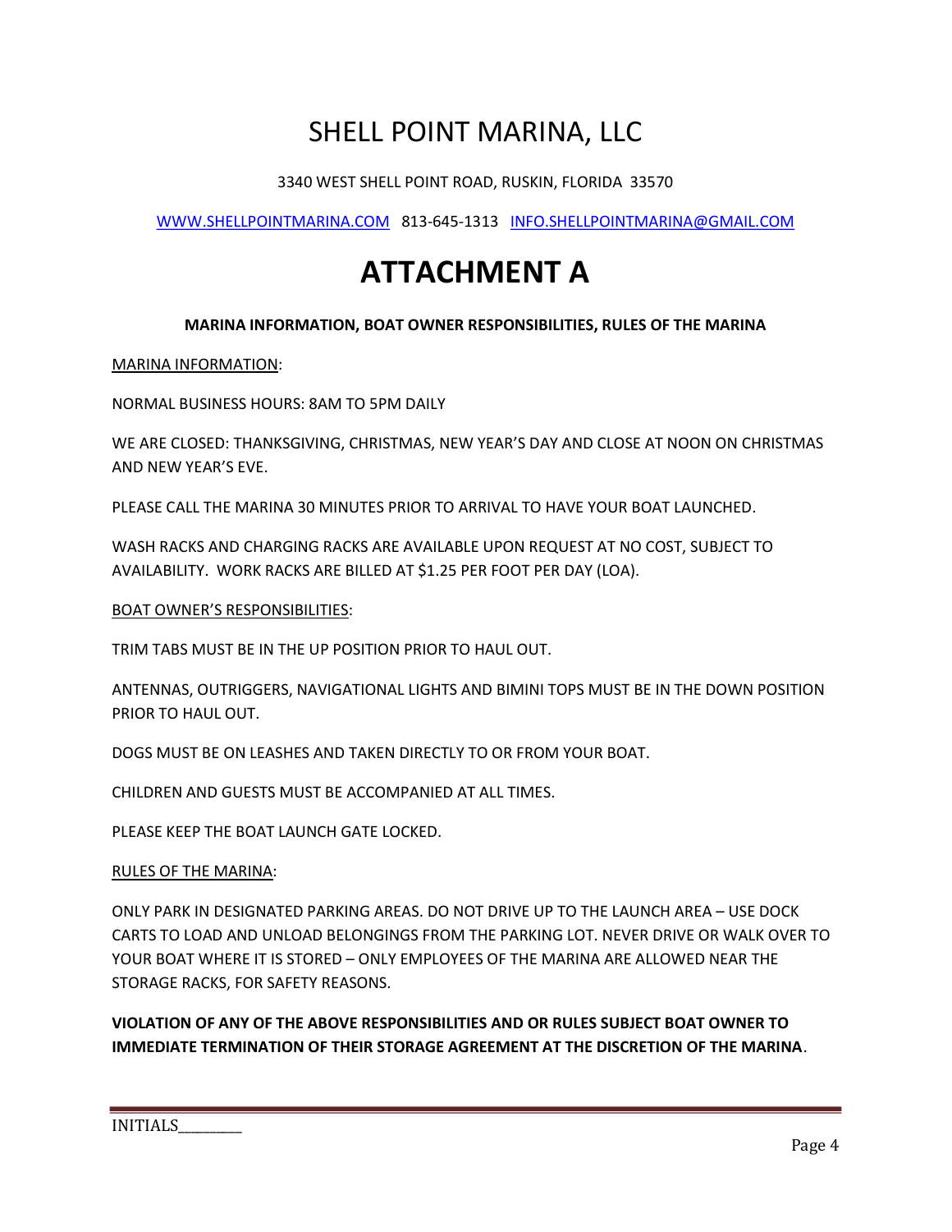# SHELL POINT MARINA, LLC

3340 WEST SHELL POINT ROAD, RUSKIN, FLORIDA 33570

WWW.SHELLPOINTMARINA.COM 813-645-1313 INFO.SHELLPOINTMARINA@GMAIL.COM

# ATTACHMENT A

**MARINA INFORMATION, BOAT OWNER RESPONSIBILITIES, RULES OF THE MARINA**

<u>MARINA INFORMATION</u>:

NORMAL BUSINESS HOURS: 8AM TO 5PM DAILY

WE ARE CLOSED: THANKSGIVING, CHRISTMAS, NEW YEAR'S DAY AND CLOSE AT NOON ON CHRISTMAS AND NEW YEAR'S EVE.

PLEASE CALL THE MARINA 30 MINUTES PRIOR TO ARRIVAL TO HAVE YOUR BOAT LAUNCHED.

WASH RACKS AND CHARGING RACKS ARE AVAILABLE UPON REQUEST AT NO COST, SUBJECT TO AVAILABILITY. WORK RACKS ARE BILLED AT $1.25 PER FOOT PER DAY (LOA).

<u>BOAT OWNER'S RESPONSIBILITIES</u>:

TRIM TABS MUST BE IN THE UP POSITION PRIOR TO HAUL OUT.

ANTENNAS, OUTRIGGERS, NAVIGATIONAL LIGHTS AND BIMINI TOPS MUST BE IN THE DOWN POSITION PRIOR TO HAUL OUT.

DOGS MUST BE ON LEASHES AND TAKEN DIRECTLY TO OR FROM YOUR BOAT.

CHILDREN AND GUESTS MUST BE ACCOMPANIED AT ALL TIMES.

PLEASE KEEP THE BOAT LAUNCH GATE LOCKED.

<u>RULES OF THE MARINA</u>:

ONLY PARK IN DESIGNATED PARKING AREAS. DO NOT DRIVE UP TO THE LAUNCH AREA – USE DOCK CARTS TO LOAD AND UNLOAD BELONGINGS FROM THE PARKING LOT. NEVER DRIVE OR WALK OVER TO YOUR BOAT WHERE IT IS STORED – ONLY EMPLOYEES OF THE MARINA ARE ALLOWED NEAR THE STORAGE RACKS, FOR SAFETY REASONS.

**VIOLATION OF ANY OF THE ABOVE RESPONSIBILITIES AND OR RULES SUBJECT BOAT OWNER TO IMMEDIATE TERMINATION OF THEIR STORAGE AGREEMENT AT THE DISCRETION OF THE MARINA**.

INITIALS________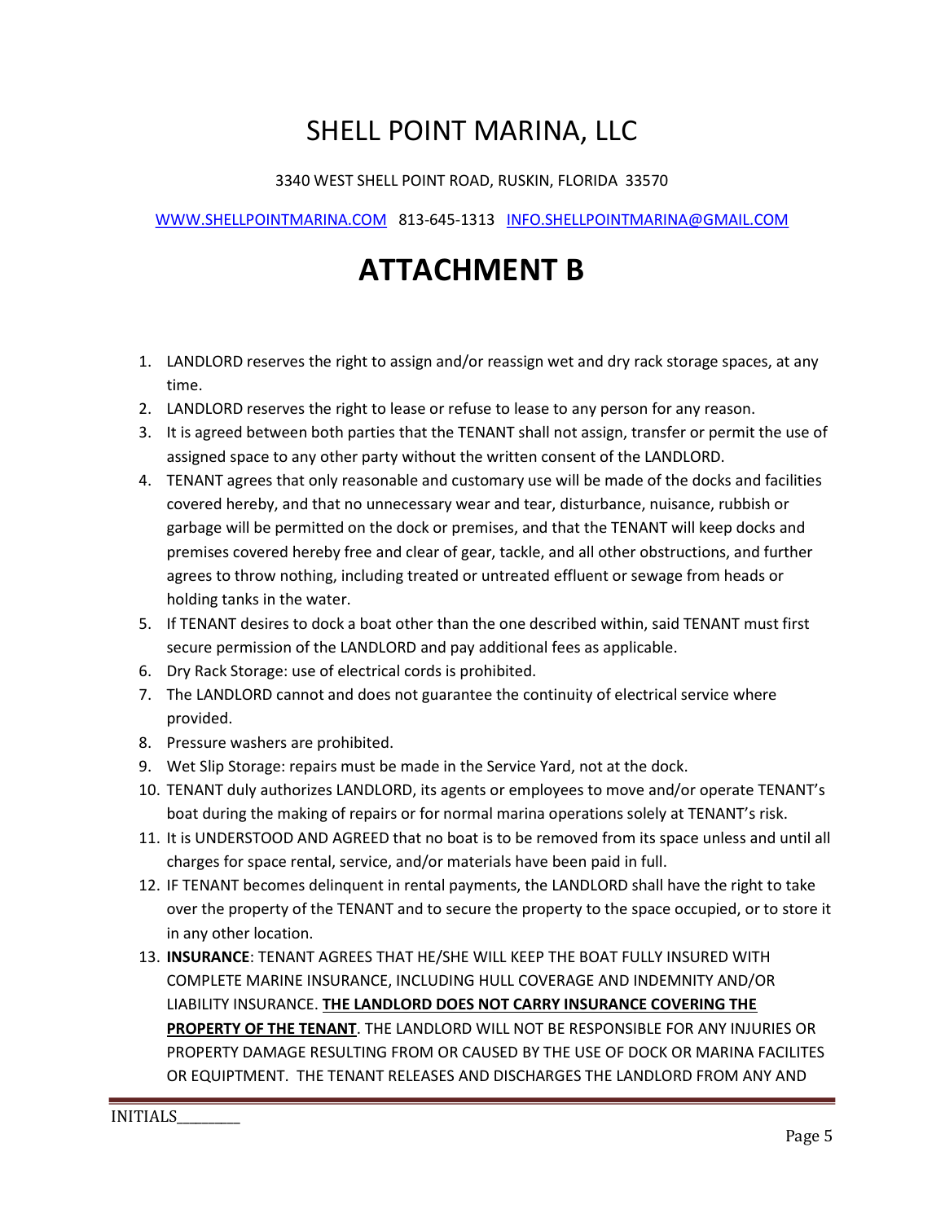# SHELL POINT MARINA, LLC

3340 WEST SHELL POINT ROAD, RUSKIN, FLORIDA 33570

WWW.SHELLPOINTMARINA.COM 813-645-1313 INFO.SHELLPOINTMARINA@GMAIL.COM

# ATTACHMENT B

1. LANDLORD reserves the right to assign and/or reassign wet and dry rack storage spaces, at any time.
2. LANDLORD reserves the right to lease or refuse to lease to any person for any reason.
3. It is agreed between both parties that the TENANT shall not assign, transfer or permit the use of assigned space to any other party without the written consent of the LANDLORD.
4. TENANT agrees that only reasonable and customary use will be made of the docks and facilities covered hereby, and that no unnecessary wear and tear, disturbance, nuisance, rubbish or garbage will be permitted on the dock or premises, and that the TENANT will keep docks and premises covered hereby free and clear of gear, tackle, and all other obstructions, and further agrees to throw nothing, including treated or untreated effluent or sewage from heads or holding tanks in the water.
5. If TENANT desires to dock a boat other than the one described within, said TENANT must first secure permission of the LANDLORD and pay additional fees as applicable.
6. Dry Rack Storage: use of electrical cords is prohibited.
7. The LANDLORD cannot and does not guarantee the continuity of electrical service where provided.
8. Pressure washers are prohibited.
9. Wet Slip Storage: repairs must be made in the Service Yard, not at the dock.
10. TENANT duly authorizes LANDLORD, its agents or employees to move and/or operate TENANT's boat during the making of repairs or for normal marina operations solely at TENANT's risk.
11. It is UNDERSTOOD AND AGREED that no boat is to be removed from its space unless and until all charges for space rental, service, and/or materials have been paid in full.
12. IF TENANT becomes delinquent in rental payments, the LANDLORD shall have the right to take over the property of the TENANT and to secure the property to the space occupied, or to store it in any other location.
13. **INSURANCE**: TENANT AGREES THAT HE/SHE WILL KEEP THE BOAT FULLY INSURED WITH COMPLETE MARINE INSURANCE, INCLUDING HULL COVERAGE AND INDEMNITY AND/OR LIABILITY INSURANCE. **THE LANDLORD DOES NOT CARRY INSURANCE COVERING THE PROPERTY OF THE TENANT**. THE LANDLORD WILL NOT BE RESPONSIBLE FOR ANY INJURIES OR PROPERTY DAMAGE RESULTING FROM OR CAUSED BY THE USE OF DOCK OR MARINA FACILITES OR EQUIPTMENT. THE TENANT RELEASES AND DISCHARGES THE LANDLORD FROM ANY AND

INITIALS________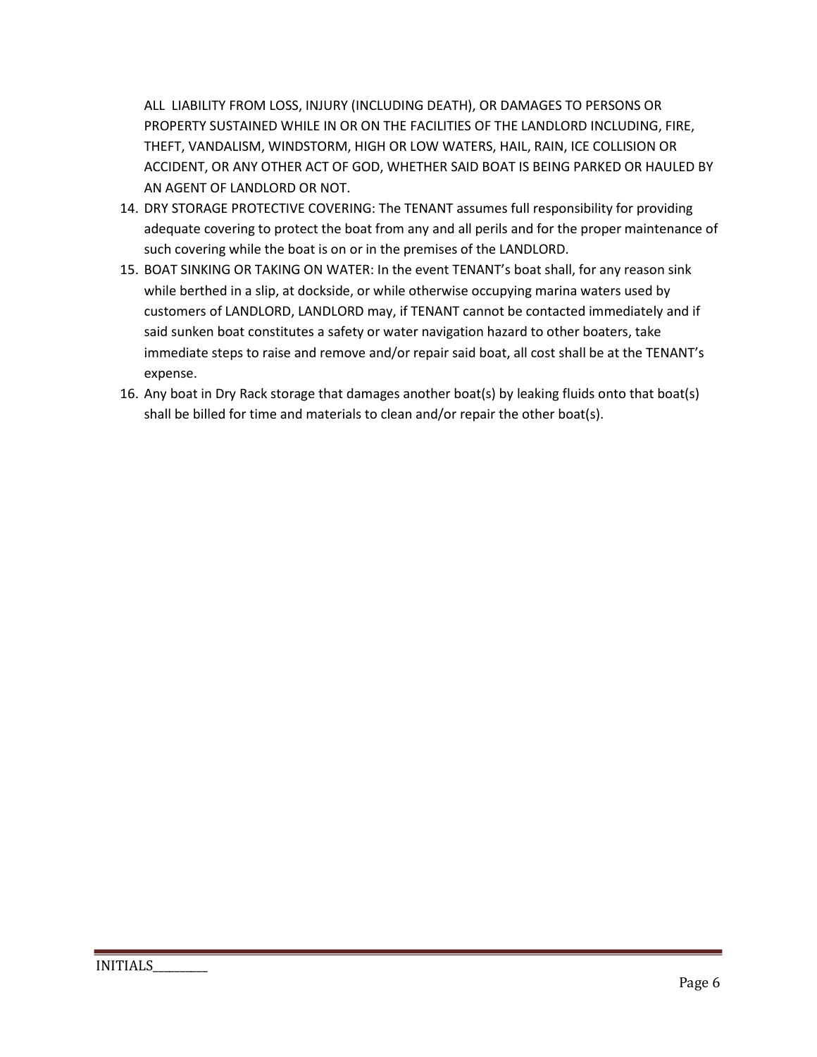ALL LIABILITY FROM LOSS, INJURY (INCLUDING DEATH), OR DAMAGES TO PERSONS OR PROPERTY SUSTAINED WHILE IN OR ON THE FACILITIES OF THE LANDLORD INCLUDING, FIRE, THEFT, VANDALISM, WINDSTORM, HIGH OR LOW WATERS, HAIL, RAIN, ICE COLLISION OR ACCIDENT, OR ANY OTHER ACT OF GOD, WHETHER SAID BOAT IS BEING PARKED OR HAULED BY AN AGENT OF LANDLORD OR NOT.

14. DRY STORAGE PROTECTIVE COVERING: The TENANT assumes full responsibility for providing adequate covering to protect the boat from any and all perils and for the proper maintenance of such covering while the boat is on or in the premises of the LANDLORD.
15. BOAT SINKING OR TAKING ON WATER: In the event TENANT's boat shall, for any reason sink while berthed in a slip, at dockside, or while otherwise occupying marina waters used by customers of LANDLORD, LANDLORD may, if TENANT cannot be contacted immediately and if said sunken boat constitutes a safety or water navigation hazard to other boaters, take immediate steps to raise and remove and/or repair said boat, all cost shall be at the TENANT's expense.
16. Any boat in Dry Rack storage that damages another boat(s) by leaking fluids onto that boat(s) shall be billed for time and materials to clean and/or repair the other boat(s).

INITIALS________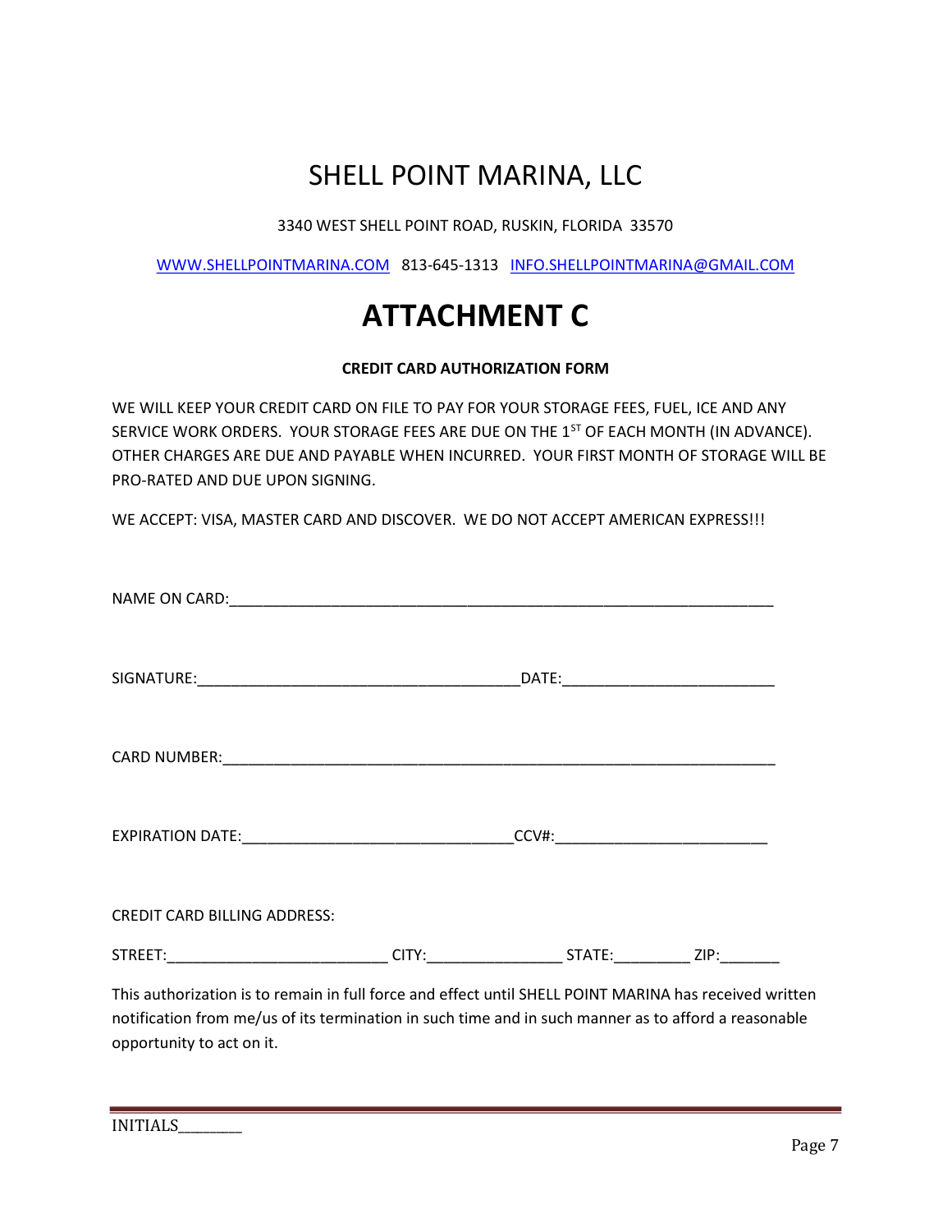# SHELL POINT MARINA, LLC

3340 WEST SHELL POINT ROAD, RUSKIN, FLORIDA 33570

[WWW.SHELLPOINTMARINA.COM](http://WWW.SHELLPOINTMARINA.COM) 813-645-1313 [INFO.SHELLPOINTMARINA@GMAIL.COM](mailto:INFO.SHELLPOINTMARINA@GMAIL.COM)

# ATTACHMENT C

**CREDIT CARD AUTHORIZATION FORM**

WE WILL KEEP YOUR CREDIT CARD ON FILE TO PAY FOR YOUR STORAGE FEES, FUEL, ICE AND ANY SERVICE WORK ORDERS. YOUR STORAGE FEES ARE DUE ON THE 1ST OF EACH MONTH (IN ADVANCE). OTHER CHARGES ARE DUE AND PAYABLE WHEN INCURRED. YOUR FIRST MONTH OF STORAGE WILL BE PRO-RATED AND DUE UPON SIGNING.

WE ACCEPT: VISA, MASTER CARD AND DISCOVER. WE DO NOT ACCEPT AMERICAN EXPRESS!!!

NAME ON CARD:_______________________________________________________________

SIGNATURE:___________________________________DATE:_______________________

CARD NUMBER:_______________________________________________________________

EXPIRATION DATE:______________________________CCV#:_______________________

CREDIT CARD BILLING ADDRESS:

STREET:________________________ CITY:______________ STATE:________ ZIP:_______

This authorization is to remain in full force and effect until SHELL POINT MARINA has received written notification from me/us of its termination in such time and in such manner as to afford a reasonable opportunity to act on it.

INITIALS________